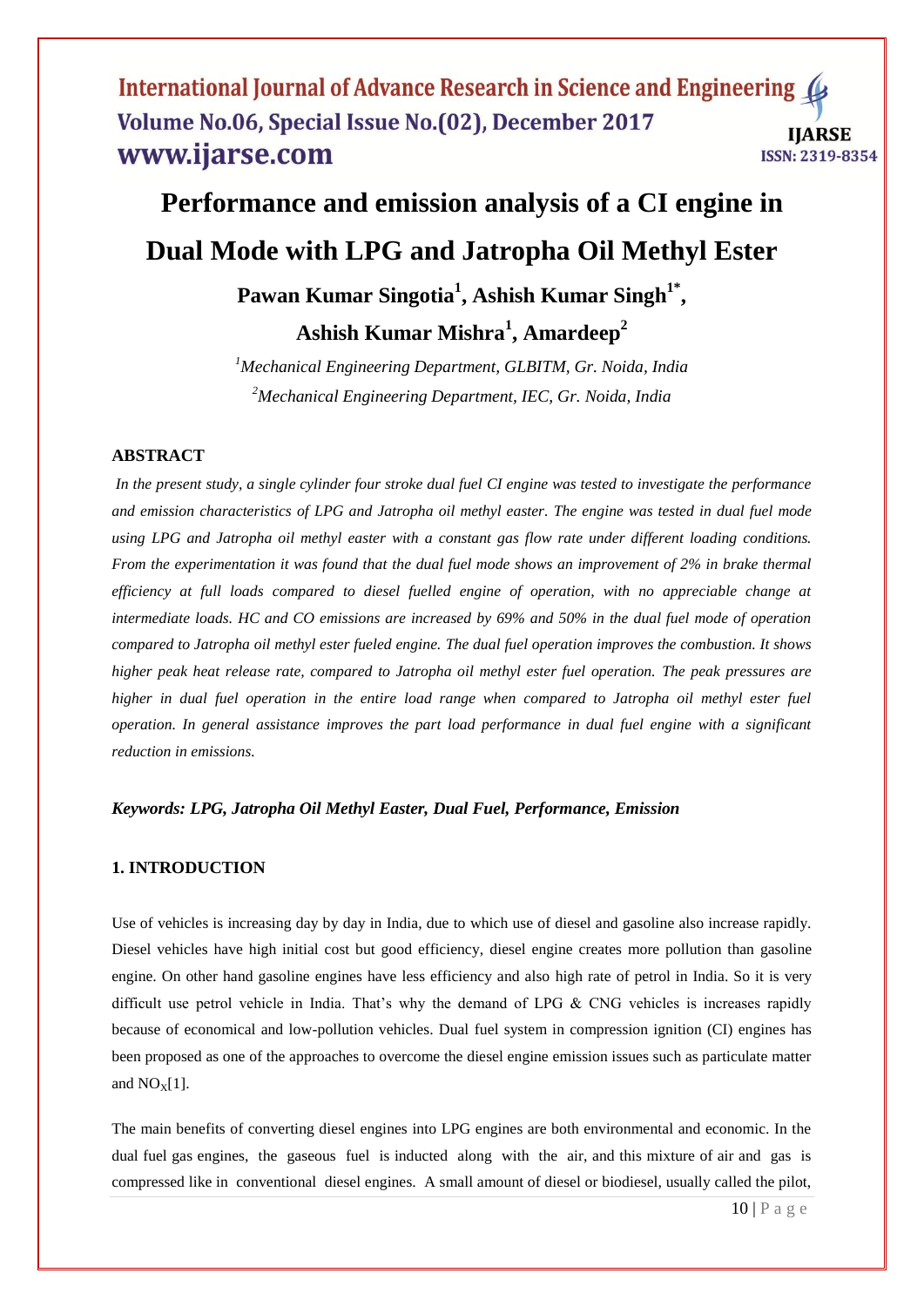# Performance and emission analysis of a CI engine in Dual Mode with LPG and Jatropha Oil Methyl Ester

**Pawan Kumar Singotia[1], Ashish Kumar Singh[1*], Ashish Kumar Mishra[1], Amardeep[2]**

*[1]Mechanical Engineering Department, GLBITM, Gr. Noida, India*

*[2]Mechanical Engineering Department, IEC, Gr. Noida, India*

## ABSTRACT

*In the present study, a single cylinder four stroke dual fuel CI engine was tested to investigate the performance and emission characteristics of LPG and Jatropha oil methyl easter. The engine was tested in dual fuel mode using LPG and Jatropha oil methyl easter with a constant gas flow rate under different loading conditions. From the experimentation it was found that the dual fuel mode shows an improvement of 2% in brake thermal efficiency at full loads compared to diesel fuelled engine of operation, with no appreciable change at intermediate loads. HC and CO emissions are increased by 69% and 50% in the dual fuel mode of operation compared to Jatropha oil methyl ester fueled engine. The dual fuel operation improves the combustion. It shows higher peak heat release rate, compared to Jatropha oil methyl ester fuel operation. The peak pressures are higher in dual fuel operation in the entire load range when compared to Jatropha oil methyl ester fuel operation. In general assistance improves the part load performance in dual fuel engine with a significant reduction in emissions.*

***Keywords: LPG, Jatropha Oil Methyl Easter, Dual Fuel, Performance, Emission***

## 1. INTRODUCTION

Use of vehicles is increasing day by day in India, due to which use of diesel and gasoline also increase rapidly. Diesel vehicles have high initial cost but good efficiency, diesel engine creates more pollution than gasoline engine. On other hand gasoline engines have less efficiency and also high rate of petrol in India. So it is very difficult use petrol vehicle in India. That's why the demand of LPG & CNG vehicles is increases rapidly because of economical and low-pollution vehicles. Dual fuel system in compression ignition (CI) engines has been proposed as one of the approaches to overcome the diesel engine emission issues such as particulate matter and $NO_X$[1].

The main benefits of converting diesel engines into LPG engines are both environmental and economic. In the dual fuel gas engines, the gaseous fuel is inducted along with the air, and this mixture of air and gas is compressed like in conventional diesel engines. A small amount of diesel or biodiesel, usually called the pilot,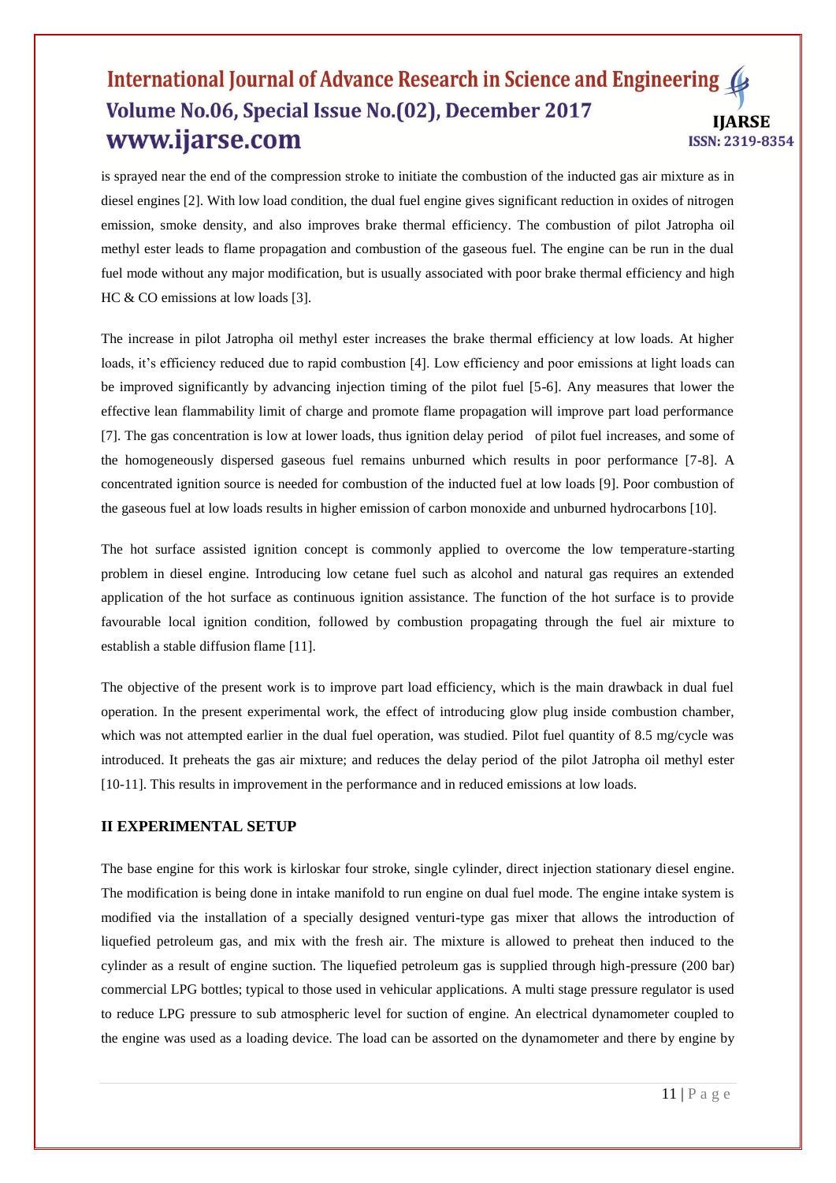is sprayed near the end of the compression stroke to initiate the combustion of the inducted gas air mixture as in diesel engines [2]. With low load condition, the dual fuel engine gives significant reduction in oxides of nitrogen emission, smoke density, and also improves brake thermal efficiency. The combustion of pilot Jatropha oil methyl ester leads to flame propagation and combustion of the gaseous fuel. The engine can be run in the dual fuel mode without any major modification, but is usually associated with poor brake thermal efficiency and high HC & CO emissions at low loads [3].

The increase in pilot Jatropha oil methyl ester increases the brake thermal efficiency at low loads. At higher loads, it's efficiency reduced due to rapid combustion [4]. Low efficiency and poor emissions at light loads can be improved significantly by advancing injection timing of the pilot fuel [5-6]. Any measures that lower the effective lean flammability limit of charge and promote flame propagation will improve part load performance [7]. The gas concentration is low at lower loads, thus ignition delay period of pilot fuel increases, and some of the homogeneously dispersed gaseous fuel remains unburned which results in poor performance [7-8]. A concentrated ignition source is needed for combustion of the inducted fuel at low loads [9]. Poor combustion of the gaseous fuel at low loads results in higher emission of carbon monoxide and unburned hydrocarbons [10].

The hot surface assisted ignition concept is commonly applied to overcome the low temperature-starting problem in diesel engine. Introducing low cetane fuel such as alcohol and natural gas requires an extended application of the hot surface as continuous ignition assistance. The function of the hot surface is to provide favourable local ignition condition, followed by combustion propagating through the fuel air mixture to establish a stable diffusion flame [11].

The objective of the present work is to improve part load efficiency, which is the main drawback in dual fuel operation. In the present experimental work, the effect of introducing glow plug inside combustion chamber, which was not attempted earlier in the dual fuel operation, was studied. Pilot fuel quantity of 8.5 mg/cycle was introduced. It preheats the gas air mixture; and reduces the delay period of the pilot Jatropha oil methyl ester [10-11]. This results in improvement in the performance and in reduced emissions at low loads.

## II EXPERIMENTAL SETUP

The base engine for this work is kirloskar four stroke, single cylinder, direct injection stationary diesel engine. The modification is being done in intake manifold to run engine on dual fuel mode. The engine intake system is modified via the installation of a specially designed venturi-type gas mixer that allows the introduction of liquefied petroleum gas, and mix with the fresh air. The mixture is allowed to preheat then induced to the cylinder as a result of engine suction. The liquefied petroleum gas is supplied through high-pressure (200 bar) commercial LPG bottles; typical to those used in vehicular applications. A multi stage pressure regulator is used to reduce LPG pressure to sub atmospheric level for suction of engine. An electrical dynamometer coupled to the engine was used as a loading device. The load can be assorted on the dynamometer and there by engine by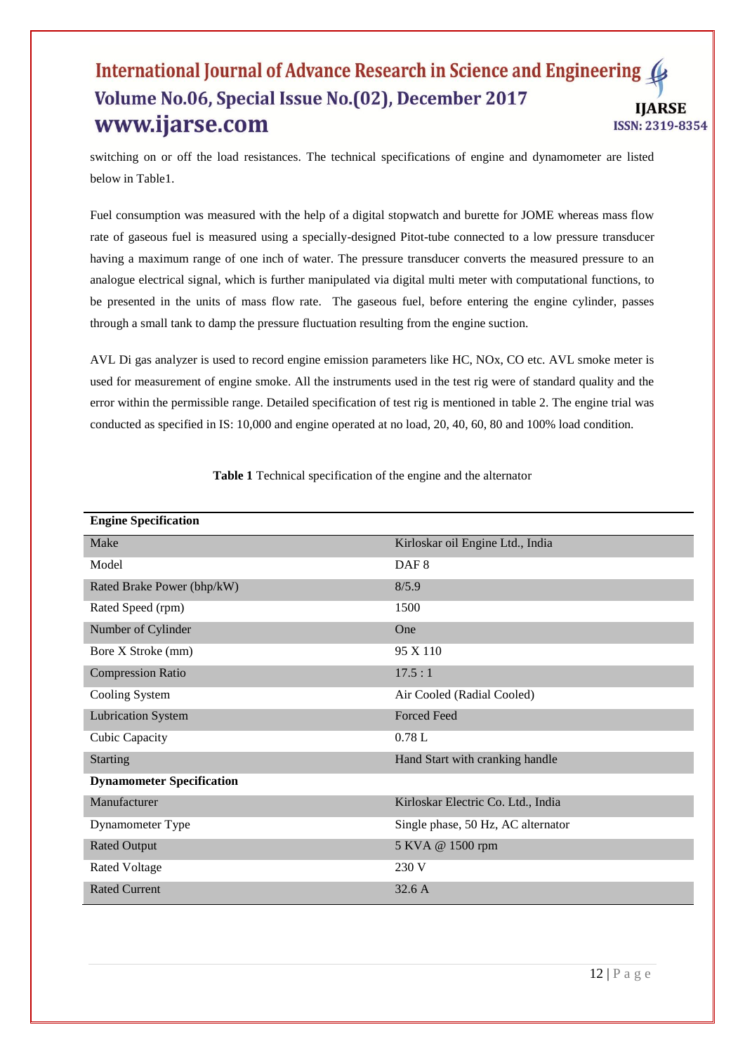switching on or off the load resistances. The technical specifications of engine and dynamometer are listed below in Table1.

Fuel consumption was measured with the help of a digital stopwatch and burette for JOME whereas mass flow rate of gaseous fuel is measured using a specially-designed Pitot-tube connected to a low pressure transducer having a maximum range of one inch of water. The pressure transducer converts the measured pressure to an analogue electrical signal, which is further manipulated via digital multi meter with computational functions, to be presented in the units of mass flow rate. The gaseous fuel, before entering the engine cylinder, passes through a small tank to damp the pressure fluctuation resulting from the engine suction.

AVL Di gas analyzer is used to record engine emission parameters like HC, NOx, CO etc. AVL smoke meter is used for measurement of engine smoke. All the instruments used in the test rig were of standard quality and the error within the permissible range. Detailed specification of test rig is mentioned in table 2. The engine trial was conducted as specified in IS: 10,000 and engine operated at no load, 20, 40, 60, 80 and 100% load condition.

**Table 1** Technical specification of the engine and the alternator

| **Engine Specification** | |
|---|---|
| Make | Kirloskar oil Engine Ltd., India |
| Model | DAF 8 |
| Rated Brake Power (bhp/kW) | 8/5.9 |
| Rated Speed (rpm) | 1500 |
| Number of Cylinder | One |
| Bore X Stroke (mm) | 95 X 110 |
| Compression Ratio | 17.5 : 1 |
| Cooling System | Air Cooled (Radial Cooled) |
| Lubrication System | Forced Feed |
| Cubic Capacity | 0.78 L |
| Starting | Hand Start with cranking handle |
| **Dynamometer Specification** | |
| Manufacturer | Kirloskar Electric Co. Ltd., India |
| Dynamometer Type | Single phase, 50 Hz, AC alternator |
| Rated Output | 5 KVA @ 1500 rpm |
| Rated Voltage | 230 V |
| Rated Current | 32.6 A |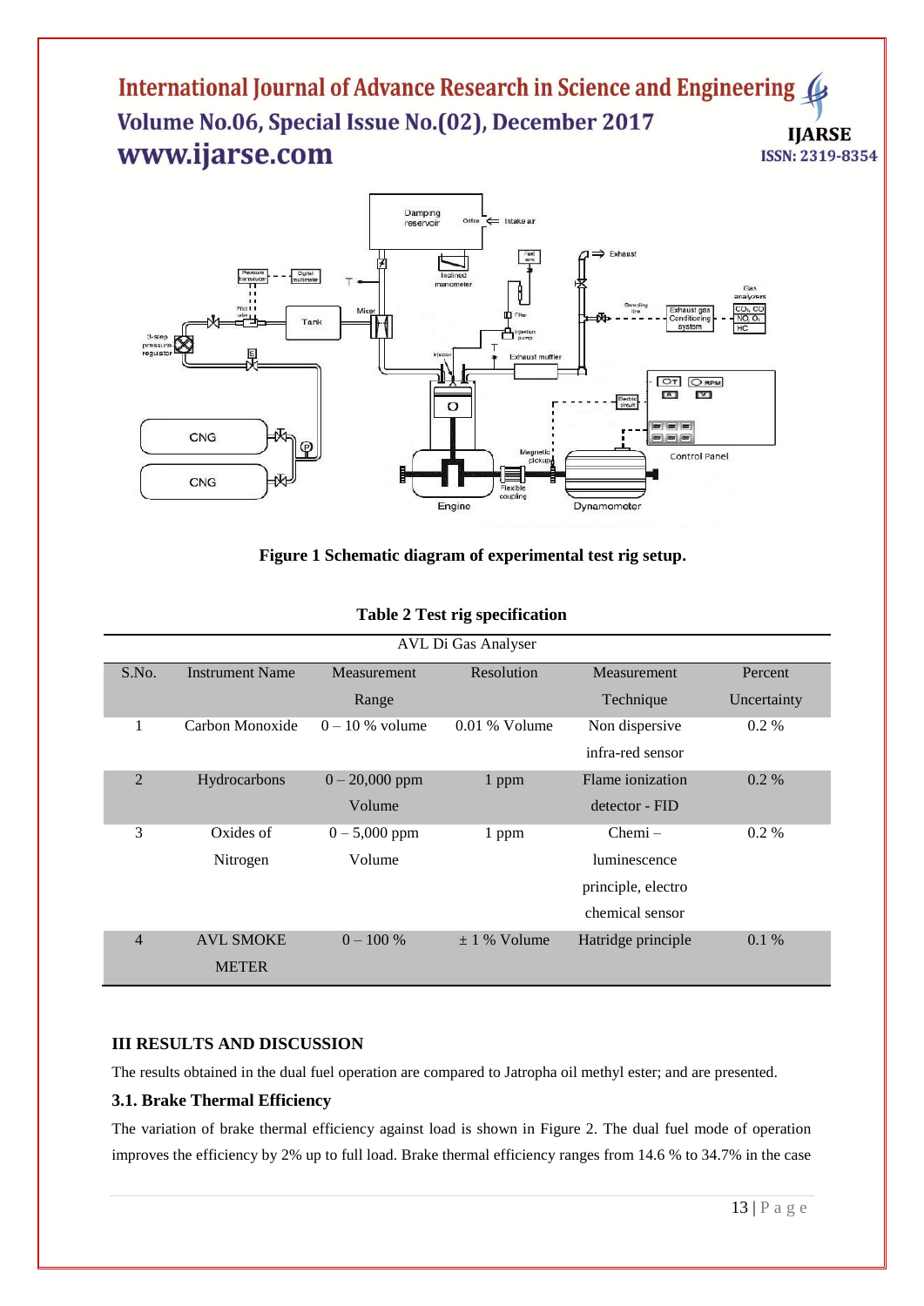Figure 1 Schematic diagram of experimental test rig setup.

**Table 2 Test rig specification**

| AVL Di Gas Analyser | | | | | |
|---|---|---|---|---|---|
| S.No. | Instrument Name | Measurement Range | Resolution | Measurement Technique | Percent Uncertainty |
| 1 | Carbon Monoxide | 0 – 10 % volume | 0.01 % Volume | Non dispersive infra-red sensor | 0.2 % |
| 2 | Hydrocarbons | 0 – 20,000 ppm Volume | 1 ppm | Flame ionization detector - FID | 0.2 % |
| 3 | Oxides of Nitrogen | 0 – 5,000 ppm Volume | 1 ppm | Chemi – luminescence principle, electro chemical sensor | 0.2 % |
| 4 | AVL SMOKE METER | 0 – 100 % | ± 1 % Volume | Hatridge principle | 0.1 % |

## III RESULTS AND DISCUSSION

The results obtained in the dual fuel operation are compared to Jatropha oil methyl ester; and are presented.

### 3.1. Brake Thermal Efficiency

The variation of brake thermal efficiency against load is shown in Figure 2. The dual fuel mode of operation improves the efficiency by 2% up to full load. Brake thermal efficiency ranges from 14.6 % to 34.7% in the case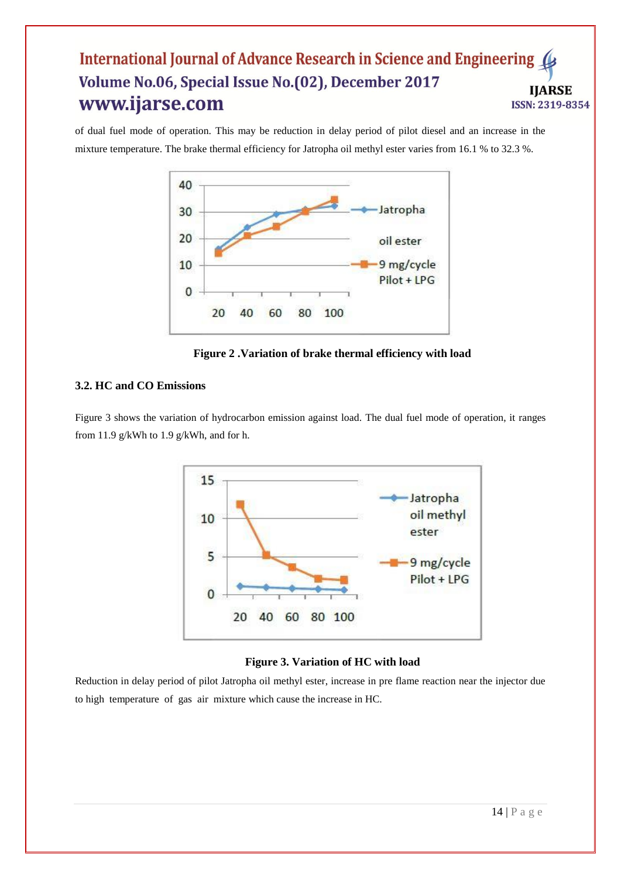of dual fuel mode of operation. This may be reduction in delay period of pilot diesel and an increase in the mixture temperature. The brake thermal efficiency for Jatropha oil methyl ester varies from 16.1 % to 32.3 %.

**Figure 2 .Variation of brake thermal efficiency with load**

### 3.2. HC and CO Emissions

Figure 3 shows the variation of hydrocarbon emission against load. The dual fuel mode of operation, it ranges from 11.9 g/kWh to 1.9 g/kWh, and for h.

**Figure 3. Variation of HC with load**

Reduction in delay period of pilot Jatropha oil methyl ester, increase in pre flame reaction near the injector due to high temperature of gas air mixture which cause the increase in HC.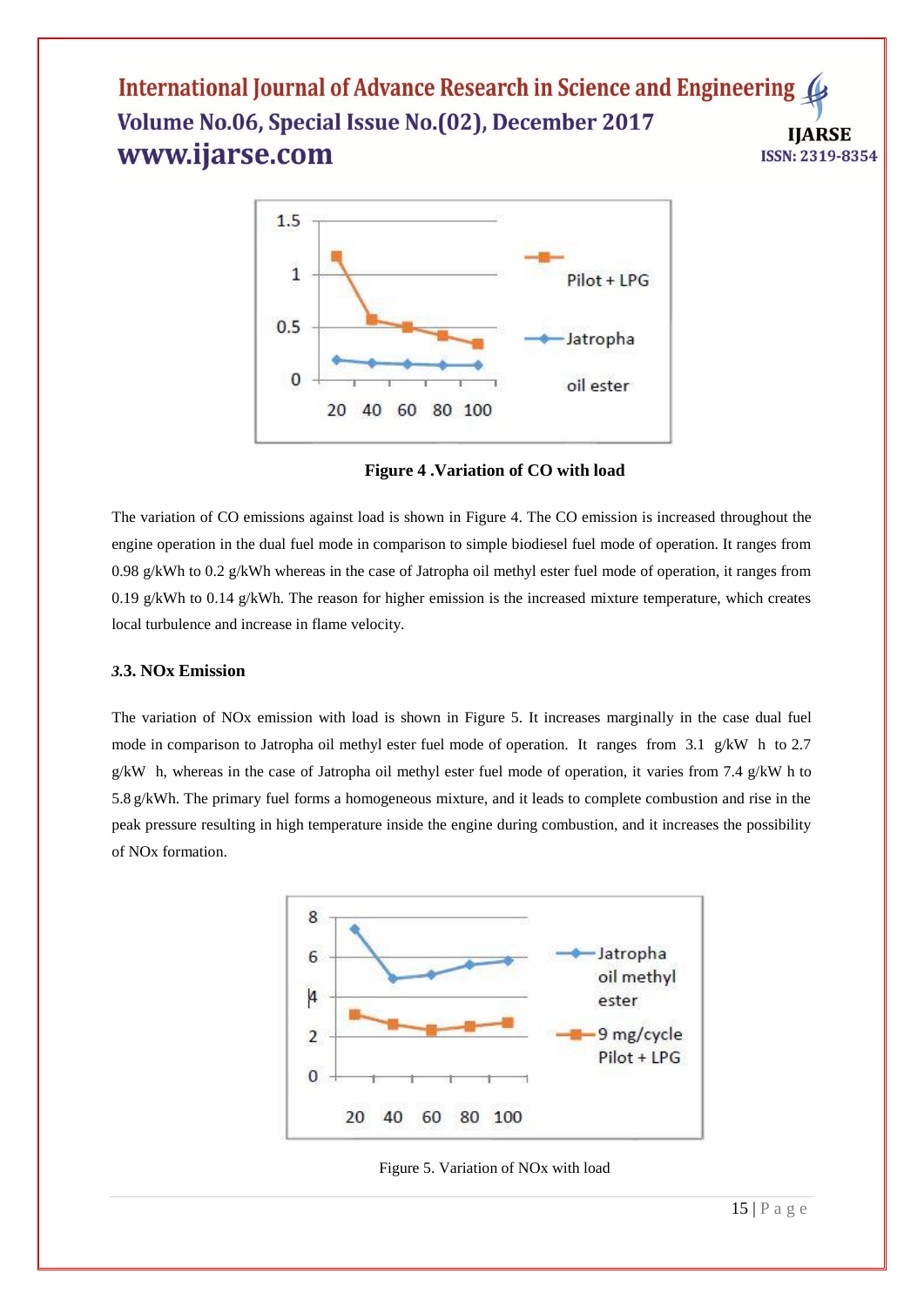**Figure 4 .Variation of CO with load**

The variation of CO emissions against load is shown in Figure 4. The CO emission is increased throughout the engine operation in the dual fuel mode in comparison to simple biodiesel fuel mode of operation. It ranges from 0.98 g/kWh to 0.2 g/kWh whereas in the case of Jatropha oil methyl ester fuel mode of operation, it ranges from 0.19 g/kWh to 0.14 g/kWh. The reason for higher emission is the increased mixture temperature, which creates local turbulence and increase in flame velocity.

### 3.3. NOx Emission

The variation of NOx emission with load is shown in Figure 5. It increases marginally in the case dual fuel mode in comparison to Jatropha oil methyl ester fuel mode of operation. It ranges from 3.1 g/kW h to 2.7 g/kW h, whereas in the case of Jatropha oil methyl ester fuel mode of operation, it varies from 7.4 g/kW h to 5.8 g/kWh. The primary fuel forms a homogeneous mixture, and it leads to complete combustion and rise in the peak pressure resulting in high temperature inside the engine during combustion, and it increases the possibility of NOx formation.

Figure 5. Variation of NOx with load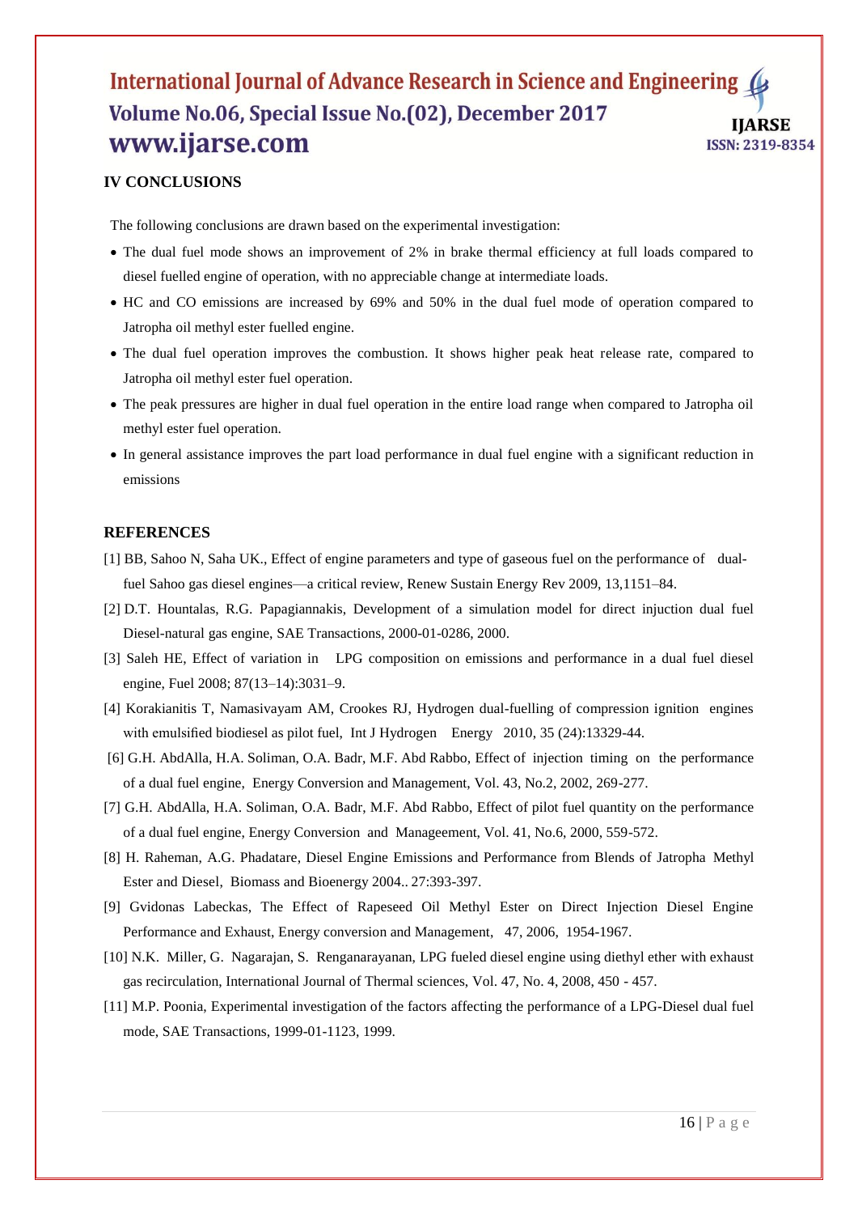## IV CONCLUSIONS

The following conclusions are drawn based on the experimental investigation:

- The dual fuel mode shows an improvement of 2% in brake thermal efficiency at full loads compared to diesel fuelled engine of operation, with no appreciable change at intermediate loads.
- HC and CO emissions are increased by 69% and 50% in the dual fuel mode of operation compared to Jatropha oil methyl ester fuelled engine.
- The dual fuel operation improves the combustion. It shows higher peak heat release rate, compared to Jatropha oil methyl ester fuel operation.
- The peak pressures are higher in dual fuel operation in the entire load range when compared to Jatropha oil methyl ester fuel operation.
- In general assistance improves the part load performance in dual fuel engine with a significant reduction in emissions

## REFERENCES

[1] BB, Sahoo N, Saha UK., Effect of engine parameters and type of gaseous fuel on the performance of dual-fuel Sahoo gas diesel engines—a critical review, Renew Sustain Energy Rev 2009, 13,1151–84.

[2] D.T. Hountalas, R.G. Papagiannakis, Development of a simulation model for direct injuction dual fuel Diesel-natural gas engine, SAE Transactions, 2000-01-0286, 2000.

[3] Saleh HE, Effect of variation in LPG composition on emissions and performance in a dual fuel diesel engine, Fuel 2008; 87(13–14):3031–9.

[4] Korakianitis T, Namasivayam AM, Crookes RJ, Hydrogen dual-fuelling of compression ignition engines with emulsified biodiesel as pilot fuel, Int J Hydrogen Energy 2010, 35 (24):13329-44.

[6] G.H. AbdAlla, H.A. Soliman, O.A. Badr, M.F. Abd Rabbo, Effect of injection timing on the performance of a dual fuel engine, Energy Conversion and Management, Vol. 43, No.2, 2002, 269-277.

[7] G.H. AbdAlla, H.A. Soliman, O.A. Badr, M.F. Abd Rabbo, Effect of pilot fuel quantity on the performance of a dual fuel engine, Energy Conversion and Manageement, Vol. 41, No.6, 2000, 559-572.

[8] H. Raheman, A.G. Phadatare, Diesel Engine Emissions and Performance from Blends of Jatropha Methyl Ester and Diesel, Biomass and Bioenergy 2004.. 27:393-397.

[9] Gvidonas Labeckas, The Effect of Rapeseed Oil Methyl Ester on Direct Injection Diesel Engine Performance and Exhaust, Energy conversion and Management, 47, 2006, 1954-1967.

[10] N.K. Miller, G. Nagarajan, S. Renganarayanan, LPG fueled diesel engine using diethyl ether with exhaust gas recirculation, International Journal of Thermal sciences, Vol. 47, No. 4, 2008, 450 - 457.

[11] M.P. Poonia, Experimental investigation of the factors affecting the performance of a LPG-Diesel dual fuel mode, SAE Transactions, 1999-01-1123, 1999.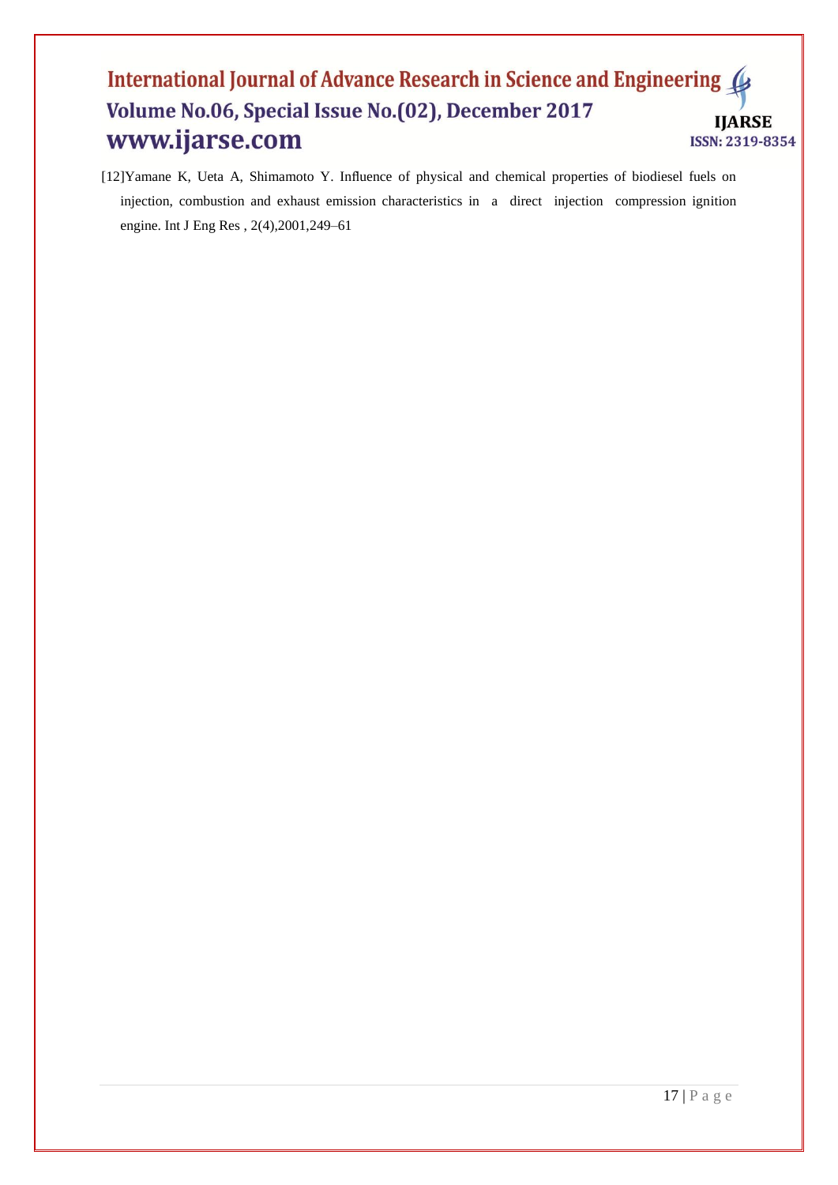[12]Yamane K, Ueta A, Shimamoto Y. Influence of physical and chemical properties of biodiesel fuels on injection, combustion and exhaust emission characteristics in a direct injection compression ignition engine. Int J Eng Res , 2(4),2001,249–61